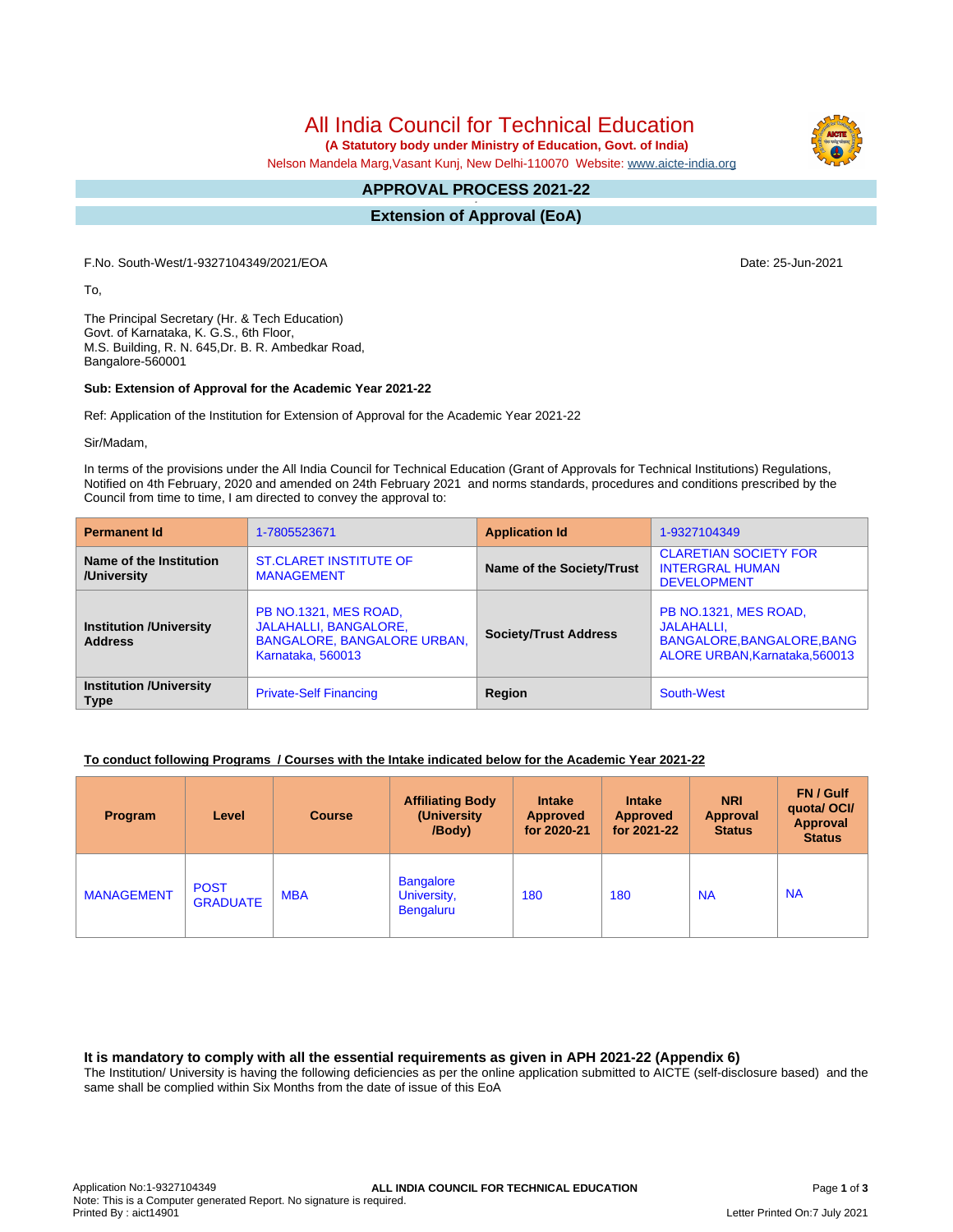# All India Council for Technical Education

**(A Statutory body under Ministry of Education, Govt. of India)**

Nelson Mandela Marg,Vasant Kunj, New Delhi-110070 Website: www.aicte-india.org

## APPROVAL PROCESS 2021-22

## Extension of Approval (EoA)

F.No. South-West/1-9327104349/2021/EOA

Date: 25-Jun-2021

To,

The Principal Secretary (Hr. & Tech Education)
Govt. of Karnataka, K. G.S., 6th Floor,
M.S. Building, R. N. 645,Dr. B. R. Ambedkar Road,
Bangalore-560001

**Sub: Extension of Approval for the Academic Year 2021-22**

Ref: Application of the Institution for Extension of Approval for the Academic Year 2021-22

Sir/Madam,

In terms of the provisions under the All India Council for Technical Education (Grant of Approvals for Technical Institutions) Regulations, Notified on 4th February, 2020 and amended on 24th February 2021 and norms standards, procedures and conditions prescribed by the Council from time to time, I am directed to convey the approval to:

| **Permanent Id** | 1-7805523671 | **Application Id** | 1-9327104349 |
|---|---|---|---|
| **Name of the Institution /University** | ST.CLARET INSTITUTE OF MANAGEMENT | **Name of the Society/Trust** | CLARETIAN SOCIETY FOR INTERGRAL HUMAN DEVELOPMENT |
| **Institution /University Address** | PB NO.1321, MES ROAD, JALAHALLI, BANGALORE, BANGALORE URBAN, Karnataka, 560013 | **Society/Trust Address** | PB NO.1321, MES ROAD, JALAHALLI, BANGALORE,BANGALORE,BANGALORE URBAN,Karnataka,560013 |
| **Institution /University Type** | Private-Self Financing | **Region** | South-West |

**To conduct following Programs / Courses with the Intake indicated below for the Academic Year 2021-22**

| Program | Level | Course | Affiliating Body (University /Body) | Intake Approved for 2020-21 | Intake Approved for 2021-22 | NRI Approval Status | FN / Gulf quota/ OCI/ Approval Status |
|---|---|---|---|---|---|---|---|
| MANAGEMENT | POST GRADUATE | MBA | Bangalore University, Bengaluru | 180 | 180 | NA | NA |

### It is mandatory to comply with all the essential requirements as given in APH 2021-22 (Appendix 6)

The Institution/ University is having the following deficiencies as per the online application submitted to AICTE (self-disclosure based) and the same shall be complied within Six Months from the date of issue of this EoA

Application No:1-9327104349
Note: This is a Computer generated Report. No signature is required.
Printed By : aict14901

Letter Printed On:7 July 2021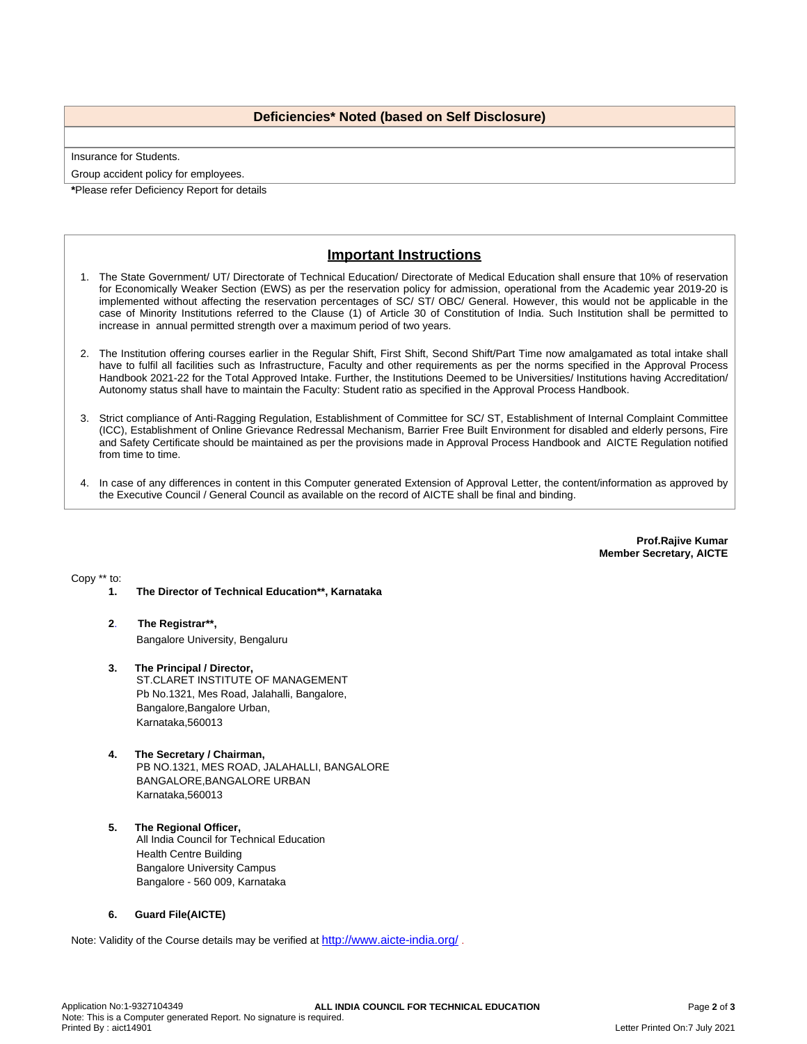## Deficiencies* Noted (based on Self Disclosure)

Insurance for Students.

Group accident policy for employees.

***Please refer Deficiency Report for details**

## Important Instructions

1. The State Government/ UT/ Directorate of Technical Education/ Directorate of Medical Education shall ensure that 10% of reservation for Economically Weaker Section (EWS) as per the reservation policy for admission, operational from the Academic year 2019-20 is implemented without affecting the reservation percentages of SC/ ST/ OBC/ General. However, this would not be applicable in the case of Minority Institutions referred to the Clause (1) of Article 30 of Constitution of India. Such Institution shall be permitted to increase in annual permitted strength over a maximum period of two years.

2. The Institution offering courses earlier in the Regular Shift, First Shift, Second Shift/Part Time now amalgamated as total intake shall have to fulfil all facilities such as Infrastructure, Faculty and other requirements as per the norms specified in the Approval Process Handbook 2021-22 for the Total Approved Intake. Further, the Institutions Deemed to be Universities/ Institutions having Accreditation/ Autonomy status shall have to maintain the Faculty: Student ratio as specified in the Approval Process Handbook.

3. Strict compliance of Anti-Ragging Regulation, Establishment of Committee for SC/ ST, Establishment of Internal Complaint Committee (ICC), Establishment of Online Grievance Redressal Mechanism, Barrier Free Built Environment for disabled and elderly persons, Fire and Safety Certificate should be maintained as per the provisions made in Approval Process Handbook and AICTE Regulation notified from time to time.

4. In case of any differences in content in this Computer generated Extension of Approval Letter, the content/information as approved by the Executive Council / General Council as available on the record of AICTE shall be final and binding.

**Prof.Rajive Kumar**
**Member Secretary, AICTE**

Copy ** to:

1. **The Director of Technical Education**, Karnataka**

2. **The Registrar**,**
   Bangalore University, Bengaluru

3. **The Principal / Director,**
   ST.CLARET INSTITUTE OF MANAGEMENT
   Pb No.1321, Mes Road, Jalahalli, Bangalore,
   Bangalore,Bangalore Urban,
   Karnataka,560013

4. **The Secretary / Chairman,**
   PB NO.1321, MES ROAD, JALAHALLI, BANGALORE
   BANGALORE,BANGALORE URBAN
   Karnataka,560013

5. **The Regional Officer,**
   All India Council for Technical Education
   Health Centre Building
   Bangalore University Campus
   Bangalore - 560 009, Karnataka

6. **Guard File(AICTE)**

Note: Validity of the Course details may be verified at http://www.aicte-india.org/ .

Application No:1-9327104349
Note: This is a Computer generated Report. No signature is required.
Printed By : aict14901

Letter Printed On:7 July 2021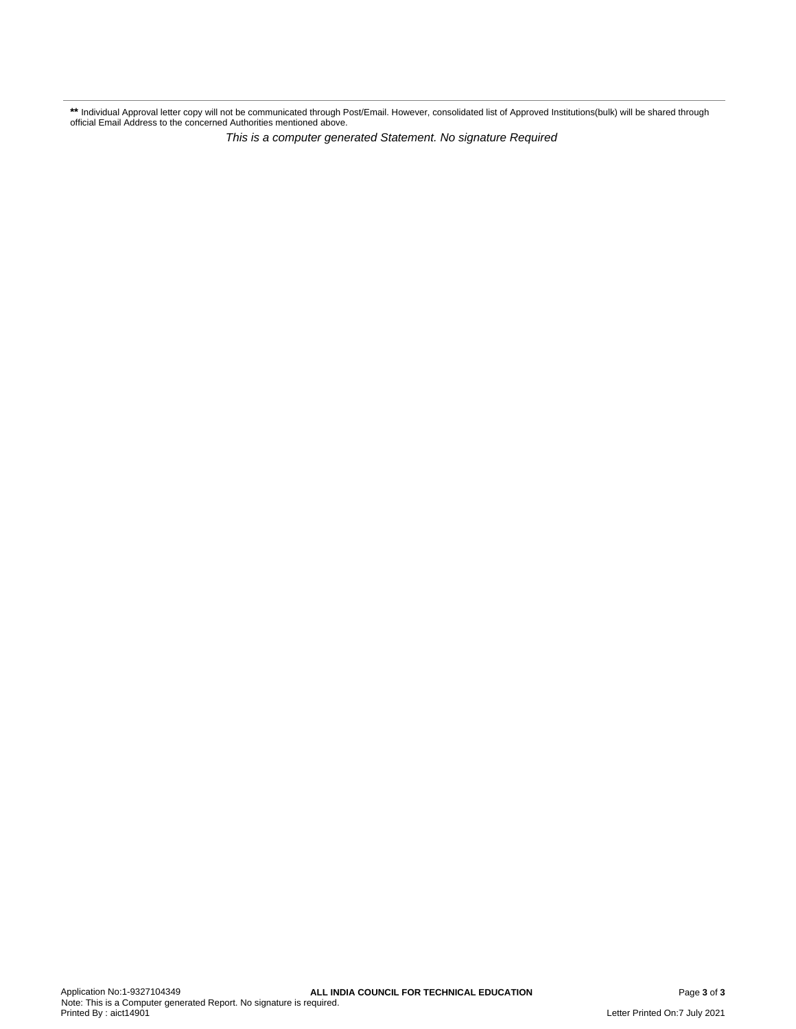---

** Individual Approval letter copy will not be communicated through Post/Email. However, consolidated list of Approved Institutions(bulk) will be shared through official Email Address to the concerned Authorities mentioned above.

*This is a computer generated Statement. No signature Required*